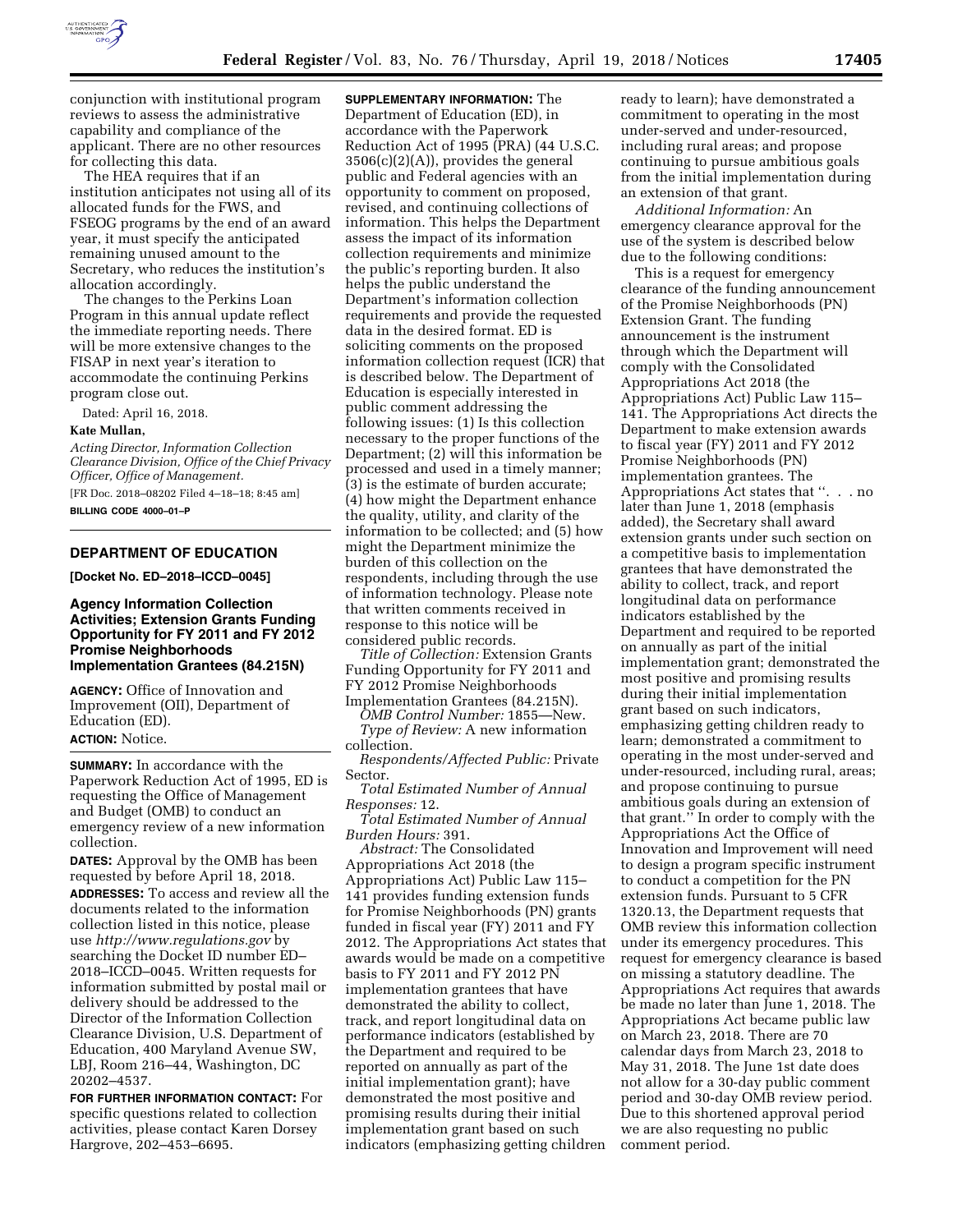conjunction with institutional program reviews to assess the administrative capability and compliance of the applicant. There are no other resources for collecting this data.

The HEA requires that if an institution anticipates not using all of its allocated funds for the FWS, and FSEOG programs by the end of an award year, it must specify the anticipated remaining unused amount to the Secretary, who reduces the institution's allocation accordingly.

The changes to the Perkins Loan Program in this annual update reflect the immediate reporting needs. There will be more extensive changes to the FISAP in next year's iteration to accommodate the continuing Perkins program close out.

Dated: April 16, 2018.

**Kate Mullan,**

*Acting Director, Information Collection Clearance Division, Office of the Chief Privacy Officer, Office of Management.*

[FR Doc. 2018–08202 Filed 4–18–18; 8:45 am]

**BILLING CODE 4000–01–P**

## DEPARTMENT OF EDUCATION

**[Docket No. ED–2018–ICCD–0045]**

### Agency Information Collection Activities; Extension Grants Funding Opportunity for FY 2011 and FY 2012 Promise Neighborhoods Implementation Grantees (84.215N)

**AGENCY:** Office of Innovation and Improvement (OII), Department of Education (ED).

**ACTION:** Notice.

**SUMMARY:** In accordance with the Paperwork Reduction Act of 1995, ED is requesting the Office of Management and Budget (OMB) to conduct an emergency review of a new information collection.

**DATES:** Approval by the OMB has been requested by before April 18, 2018.

**ADDRESSES:** To access and review all the documents related to the information collection listed in this notice, please use *http://www.regulations.gov* by searching the Docket ID number ED–2018–ICCD–0045. Written requests for information submitted by postal mail or delivery should be addressed to the Director of the Information Collection Clearance Division, U.S. Department of Education, 400 Maryland Avenue SW, LBJ, Room 216–44, Washington, DC 20202–4537.

**FOR FURTHER INFORMATION CONTACT:** For specific questions related to collection activities, please contact Karen Dorsey Hargrove, 202–453–6695.

**SUPPLEMENTARY INFORMATION:** The Department of Education (ED), in accordance with the Paperwork Reduction Act of 1995 (PRA) (44 U.S.C. 3506(c)(2)(A)), provides the general public and Federal agencies with an opportunity to comment on proposed, revised, and continuing collections of information. This helps the Department assess the impact of its information collection requirements and minimize the public's reporting burden. It also helps the public understand the Department's information collection requirements and provide the requested data in the desired format. ED is soliciting comments on the proposed information collection request (ICR) that is described below. The Department of Education is especially interested in public comment addressing the following issues: (1) Is this collection necessary to the proper functions of the Department; (2) will this information be processed and used in a timely manner; (3) is the estimate of burden accurate; (4) how might the Department enhance the quality, utility, and clarity of the information to be collected; and (5) how might the Department minimize the burden of this collection on the respondents, including through the use of information technology. Please note that written comments received in response to this notice will be considered public records.

*Title of Collection:* Extension Grants Funding Opportunity for FY 2011 and FY 2012 Promise Neighborhoods Implementation Grantees (84.215N).

*OMB Control Number:* 1855—New.

*Type of Review:* A new information collection.

*Respondents/Affected Public:* Private Sector.

*Total Estimated Number of Annual Responses:* 12.

*Total Estimated Number of Annual Burden Hours:* 391.

*Abstract:* The Consolidated Appropriations Act 2018 (the Appropriations Act) Public Law 115–141 provides funding extension funds for Promise Neighborhoods (PN) grants funded in fiscal year (FY) 2011 and FY 2012. The Appropriations Act states that awards would be made on a competitive basis to FY 2011 and FY 2012 PN implementation grantees that have demonstrated the ability to collect, track, and report longitudinal data on performance indicators (established by the Department and required to be reported on annually as part of the initial implementation grant); have demonstrated the most positive and promising results during their initial implementation grant based on such indicators (emphasizing getting children ready to learn); have demonstrated a commitment to operating in the most under-served and under-resourced, including rural areas; and propose continuing to pursue ambitious goals from the initial implementation during an extension of that grant.

*Additional Information:* An emergency clearance approval for the use of the system is described below due to the following conditions:

This is a request for emergency clearance of the funding announcement of the Promise Neighborhoods (PN) Extension Grant. The funding announcement is the instrument through which the Department will comply with the Consolidated Appropriations Act 2018 (the Appropriations Act) Public Law 115–141. The Appropriations Act directs the Department to make extension awards to fiscal year (FY) 2011 and FY 2012 Promise Neighborhoods (PN) implementation grantees. The Appropriations Act states that ". . . no later than June 1, 2018 (emphasis added), the Secretary shall award extension grants under such section on a competitive basis to implementation grantees that have demonstrated the ability to collect, track, and report longitudinal data on performance indicators established by the Department and required to be reported on annually as part of the initial implementation grant; demonstrated the most positive and promising results during their initial implementation grant based on such indicators, emphasizing getting children ready to learn; demonstrated a commitment to operating in the most under-served and under-resourced, including rural, areas; and propose continuing to pursue ambitious goals during an extension of that grant." In order to comply with the Appropriations Act the Office of Innovation and Improvement will need to design a program specific instrument to conduct a competition for the PN extension funds. Pursuant to 5 CFR 1320.13, the Department requests that OMB review this information collection under its emergency procedures. This request for emergency clearance is based on missing a statutory deadline. The Appropriations Act requires that awards be made no later than June 1, 2018. The Appropriations Act became public law on March 23, 2018. There are 70 calendar days from March 23, 2018 to May 31, 2018. The June 1st date does not allow for a 30-day public comment period and 30-day OMB review period. Due to this shortened approval period we are also requesting no public comment period.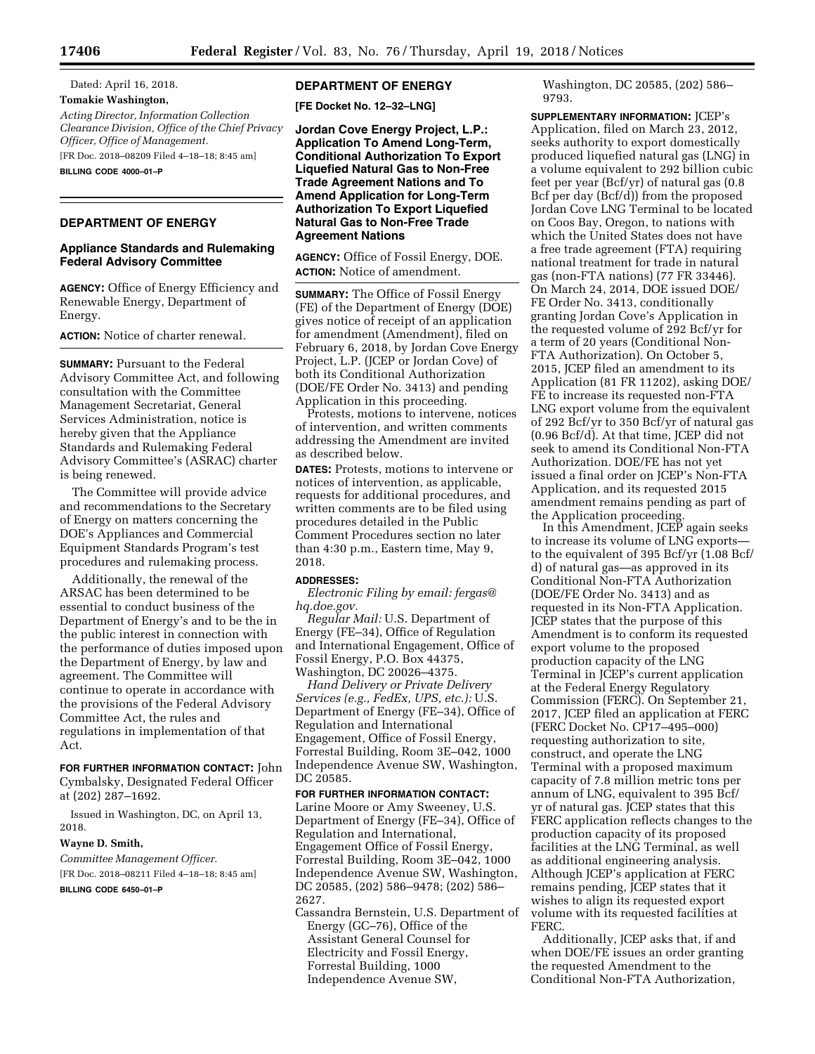Dated: April 16, 2018.

**Tomakie Washington,**

*Acting Director, Information Collection Clearance Division, Office of the Chief Privacy Officer, Office of Management.*

[FR Doc. 2018–08209 Filed 4–18–18; 8:45 am]

**BILLING CODE 4000–01–P**

## DEPARTMENT OF ENERGY

### Appliance Standards and Rulemaking Federal Advisory Committee

**AGENCY:** Office of Energy Efficiency and Renewable Energy, Department of Energy.

**ACTION:** Notice of charter renewal.

**SUMMARY:** Pursuant to the Federal Advisory Committee Act, and following consultation with the Committee Management Secretariat, General Services Administration, notice is hereby given that the Appliance Standards and Rulemaking Federal Advisory Committee's (ASRAC) charter is being renewed.

The Committee will provide advice and recommendations to the Secretary of Energy on matters concerning the DOE's Appliances and Commercial Equipment Standards Program's test procedures and rulemaking process.

Additionally, the renewal of the ARSAC has been determined to be essential to conduct business of the Department of Energy's and to be the in the public interest in connection with the performance of duties imposed upon the Department of Energy, by law and agreement. The Committee will continue to operate in accordance with the provisions of the Federal Advisory Committee Act, the rules and regulations in implementation of that Act.

**FOR FURTHER INFORMATION CONTACT:** John Cymbalsky, Designated Federal Officer at (202) 287–1692.

Issued in Washington, DC, on April 13, 2018.

**Wayne D. Smith,**

*Committee Management Officer.*

[FR Doc. 2018–08211 Filed 4–18–18; 8:45 am]

**BILLING CODE 6450–01–P**

## DEPARTMENT OF ENERGY

**[FE Docket No. 12–32–LNG]**

### Jordan Cove Energy Project, L.P.: Application To Amend Long-Term, Conditional Authorization To Export Liquefied Natural Gas to Non-Free Trade Agreement Nations and To Amend Application for Long-Term Authorization To Export Liquefied Natural Gas to Non-Free Trade Agreement Nations

**AGENCY:** Office of Fossil Energy, DOE.

**ACTION:** Notice of amendment.

**SUMMARY:** The Office of Fossil Energy (FE) of the Department of Energy (DOE) gives notice of receipt of an application for amendment (Amendment), filed on February 6, 2018, by Jordan Cove Energy Project, L.P. (JCEP or Jordan Cove) of both its Conditional Authorization (DOE/FE Order No. 3413) and pending Application in this proceeding.

Protests, motions to intervene, notices of intervention, and written comments addressing the Amendment are invited as described below.

**DATES:** Protests, motions to intervene or notices of intervention, as applicable, requests for additional procedures, and written comments are to be filed using procedures detailed in the Public Comment Procedures section no later than 4:30 p.m., Eastern time, May 9, 2018.

**ADDRESSES:**

*Electronic Filing by email: fergas@hq.doe.gov.*

*Regular Mail:* U.S. Department of Energy (FE–34), Office of Regulation and International Engagement, Office of Fossil Energy, P.O. Box 44375, Washington, DC 20026–4375.

*Hand Delivery or Private Delivery Services (e.g., FedEx, UPS, etc.):* U.S. Department of Energy (FE–34), Office of Regulation and International Engagement, Office of Fossil Energy, Forrestal Building, Room 3E–042, 1000 Independence Avenue SW, Washington, DC 20585.

**FOR FURTHER INFORMATION CONTACT:**

Larine Moore or Amy Sweeney, U.S. Department of Energy (FE–34), Office of Regulation and International, Engagement Office of Fossil Energy, Forrestal Building, Room 3E–042, 1000 Independence Avenue SW, Washington, DC 20585, (202) 586–9478; (202) 586–2627.

Cassandra Bernstein, U.S. Department of Energy (GC–76), Office of the Assistant General Counsel for Electricity and Fossil Energy, Forrestal Building, 1000 Independence Avenue SW, Washington, DC 20585, (202) 586–9793.

**SUPPLEMENTARY INFORMATION:** JCEP's Application, filed on March 23, 2012, seeks authority to export domestically produced liquefied natural gas (LNG) in a volume equivalent to 292 billion cubic feet per year (Bcf/yr) of natural gas (0.8 Bcf per day (Bcf/d)) from the proposed Jordan Cove LNG Terminal to be located on Coos Bay, Oregon, to nations with which the United States does not have a free trade agreement (FTA) requiring national treatment for trade in natural gas (non-FTA nations) (77 FR 33446). On March 24, 2014, DOE issued DOE/FE Order No. 3413, conditionally granting Jordan Cove's Application in the requested volume of 292 Bcf/yr for a term of 20 years (Conditional Non-FTA Authorization). On October 5, 2015, JCEP filed an amendment to its Application (81 FR 11202), asking DOE/FE to increase its requested non-FTA LNG export volume from the equivalent of 292 Bcf/yr to 350 Bcf/yr of natural gas (0.96 Bcf/d). At that time, JCEP did not seek to amend its Conditional Non-FTA Authorization. DOE/FE has not yet issued a final order on JCEP's Non-FTA Application, and its requested 2015 amendment remains pending as part of the Application proceeding.

In this Amendment, JCEP again seeks to increase its volume of LNG exports—to the equivalent of 395 Bcf/yr (1.08 Bcf/d) of natural gas—as approved in its Conditional Non-FTA Authorization (DOE/FE Order No. 3413) and as requested in its Non-FTA Application. JCEP states that the purpose of this Amendment is to conform its requested export volume to the proposed production capacity of the LNG Terminal in JCEP's current application at the Federal Energy Regulatory Commission (FERC). On September 21, 2017, JCEP filed an application at FERC (FERC Docket No. CP17–495–000) requesting authorization to site, construct, and operate the LNG Terminal with a proposed maximum capacity of 7.8 million metric tons per annum of LNG, equivalent to 395 Bcf/yr of natural gas. JCEP states that this FERC application reflects changes to the production capacity of its proposed facilities at the LNG Terminal, as well as additional engineering analysis. Although JCEP's application at FERC remains pending, JCEP states that it wishes to align its requested export volume with its requested facilities at FERC.

Additionally, JCEP asks that, if and when DOE/FE issues an order granting the requested Amendment to the Conditional Non-FTA Authorization,